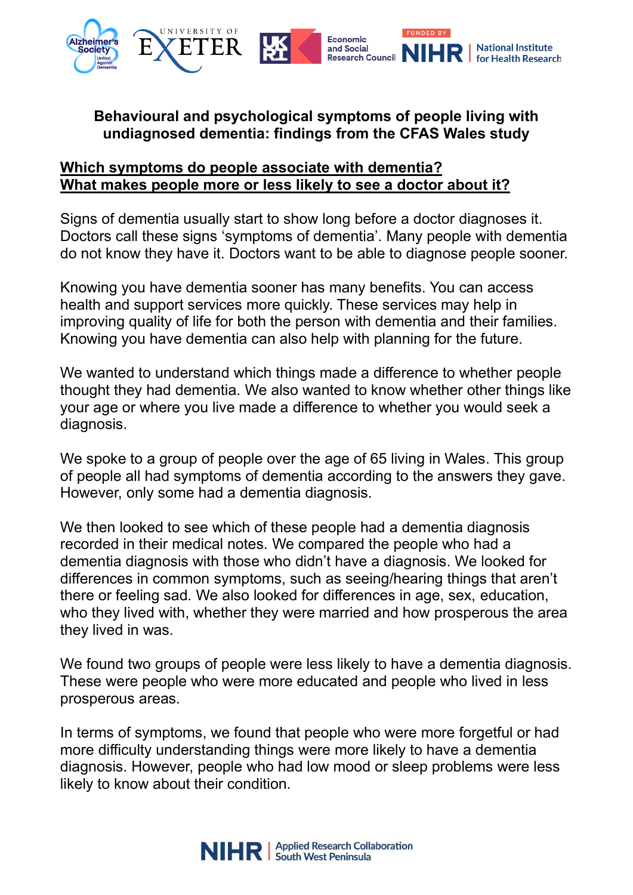# Behavioural and psychological symptoms of people living with undiagnosed dementia: findings from the CFAS Wales study

## Which symptoms do people associate with dementia? What makes people more or less likely to see a doctor about it?

Signs of dementia usually start to show long before a doctor diagnoses it. Doctors call these signs 'symptoms of dementia'. Many people with dementia do not know they have it. Doctors want to be able to diagnose people sooner.

Knowing you have dementia sooner has many benefits. You can access health and support services more quickly. These services may help in improving quality of life for both the person with dementia and their families. Knowing you have dementia can also help with planning for the future.

We wanted to understand which things made a difference to whether people thought they had dementia. We also wanted to know whether other things like your age or where you live made a difference to whether you would seek a diagnosis.

We spoke to a group of people over the age of 65 living in Wales. This group of people all had symptoms of dementia according to the answers they gave. However, only some had a dementia diagnosis.

We then looked to see which of these people had a dementia diagnosis recorded in their medical notes. We compared the people who had a dementia diagnosis with those who didn't have a diagnosis. We looked for differences in common symptoms, such as seeing/hearing things that aren't there or feeling sad. We also looked for differences in age, sex, education, who they lived with, whether they were married and how prosperous the area they lived in was.

We found two groups of people were less likely to have a dementia diagnosis. These were people who were more educated and people who lived in less prosperous areas.

In terms of symptoms, we found that people who were more forgetful or had more difficulty understanding things were more likely to have a dementia diagnosis. However, people who had low mood or sleep problems were less likely to know about their condition.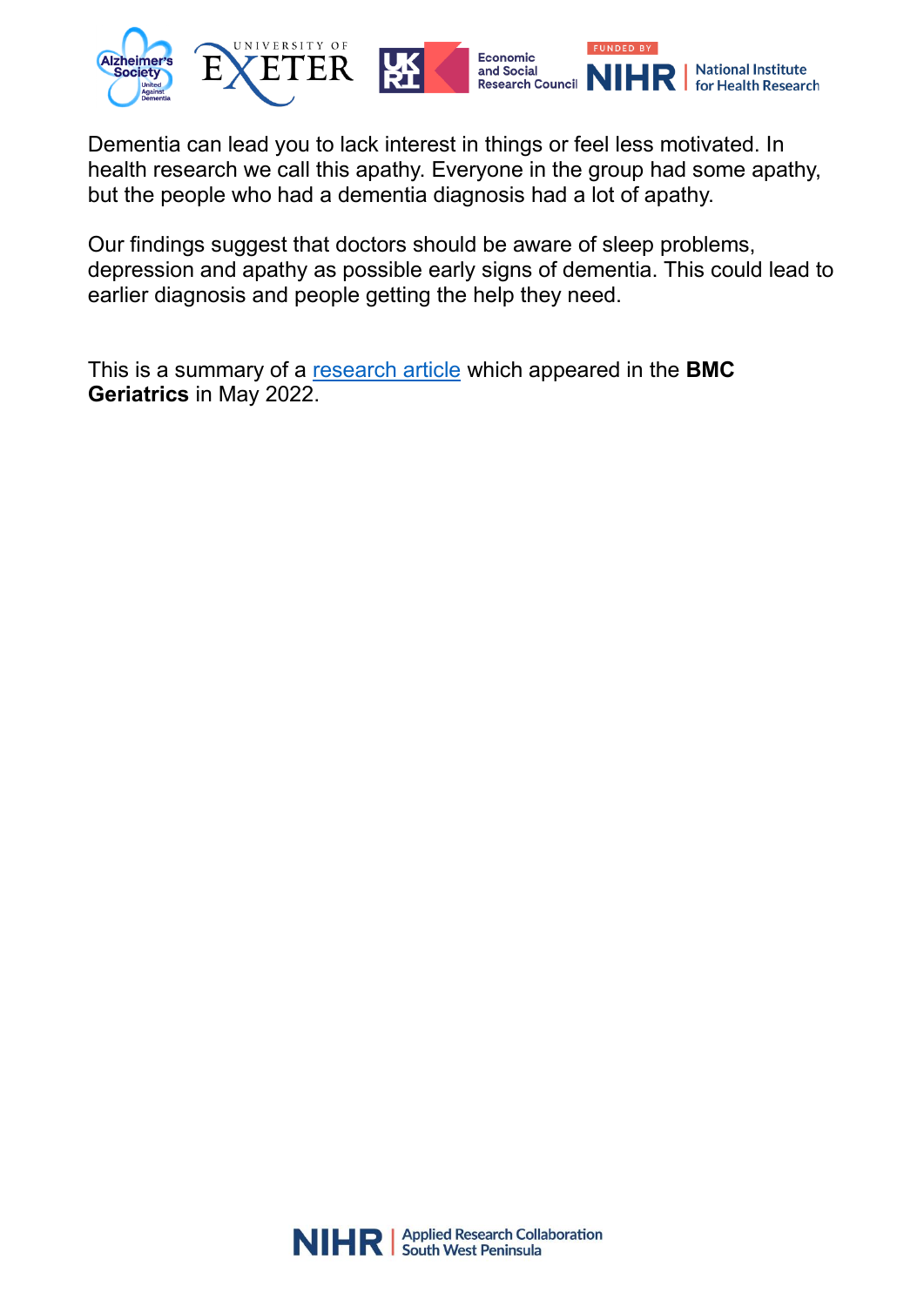Dementia can lead you to lack interest in things or feel less motivated. In health research we call this apathy. Everyone in the group had some apathy, but the people who had a dementia diagnosis had a lot of apathy.

Our findings suggest that doctors should be aware of sleep problems, depression and apathy as possible early signs of dementia. This could lead to earlier diagnosis and people getting the help they need.

This is a summary of a research article which appeared in the **BMC Geriatrics** in May 2022.